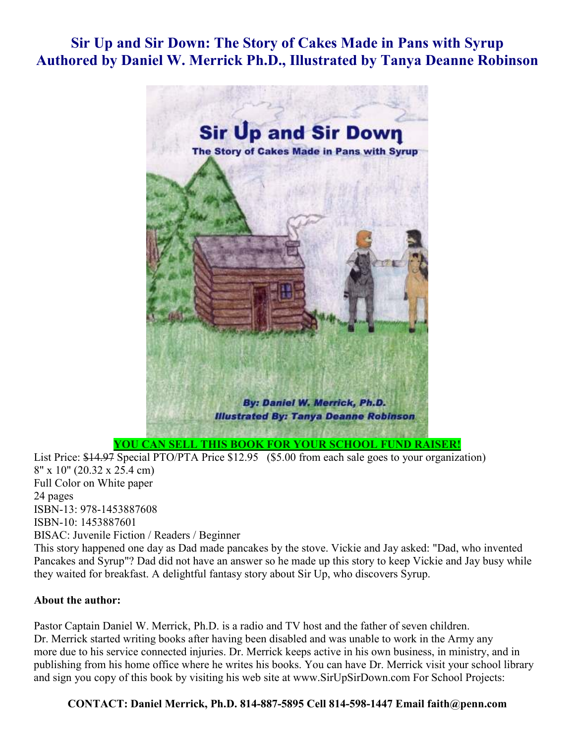# Sir Up and Sir Down: The Story of Cakes Made in Pans with Syrup
# Authored by Daniel W. Merrick Ph.D., Illustrated by Tanya Deanne Robinson

**YOU CAN SELL THIS BOOK FOR YOUR SCHOOL FUND RAISER!**

List Price: ~~$14.97~~ Special PTO/PTA Price $12.95 ($5.00 from each sale goes to your organization)
8" x 10" (20.32 x 25.4 cm)
Full Color on White paper
24 pages
ISBN-13: 978-1453887608
ISBN-10: 1453887601
BISAC: Juvenile Fiction / Readers / Beginner

This story happened one day as Dad made pancakes by the stove. Vickie and Jay asked: "Dad, who invented Pancakes and Syrup"? Dad did not have an answer so he made up this story to keep Vickie and Jay busy while they waited for breakfast. A delightful fantasy story about Sir Up, who discovers Syrup.

**About the author:**

Pastor Captain Daniel W. Merrick, Ph.D. is a radio and TV host and the father of seven children. Dr. Merrick started writing books after having been disabled and was unable to work in the Army any more due to his service connected injuries. Dr. Merrick keeps active in his own business, in ministry, and in publishing from his home office where he writes his books. You can have Dr. Merrick visit your school library and sign you copy of this book by visiting his web site at www.SirUpSirDown.com For School Projects:

**CONTACT: Daniel Merrick, Ph.D. 814-887-5895 Cell 814-598-1447 Email faith@penn.com**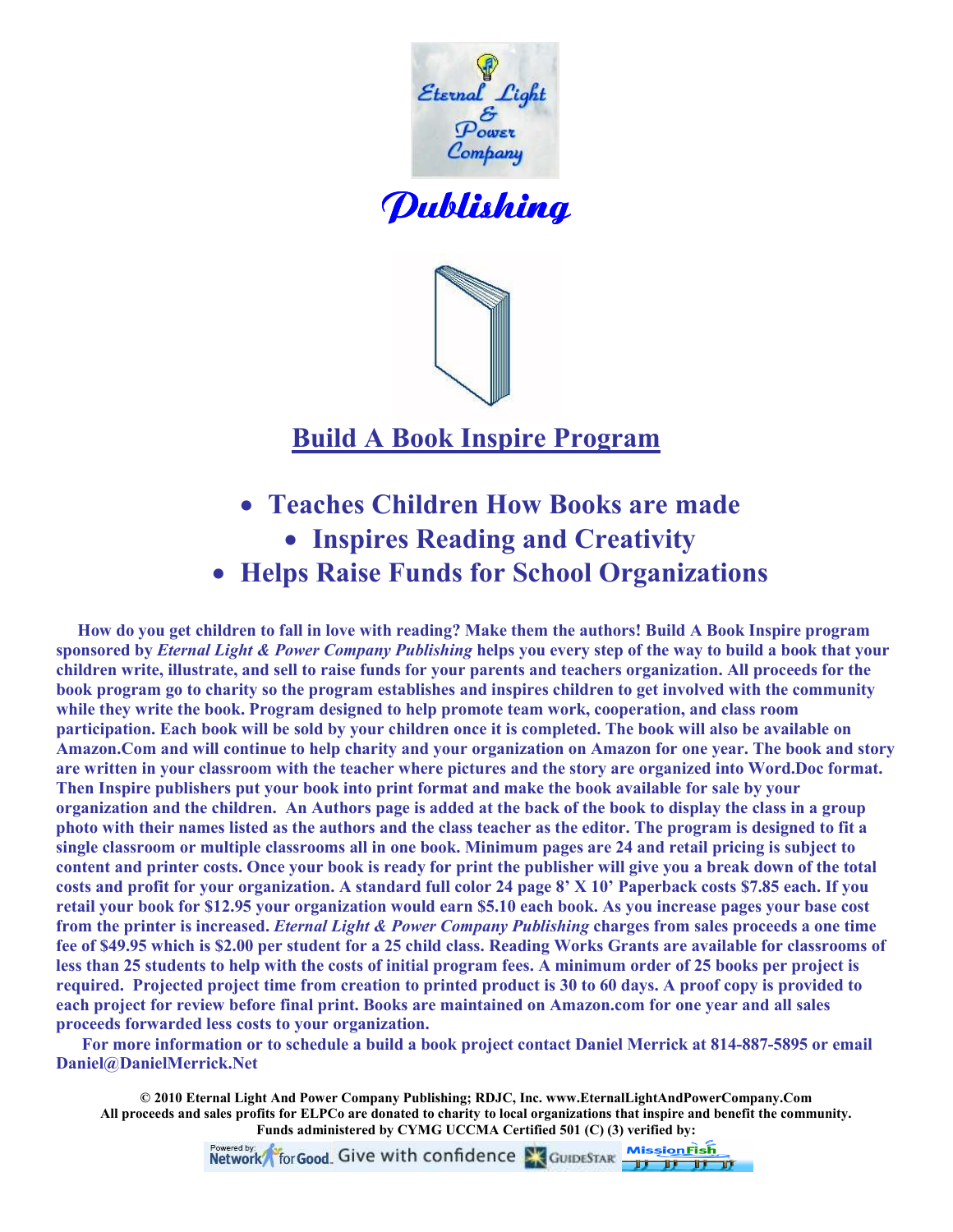Eternal Light & Power Company

# Publishing

## Build A Book Inspire Program

- **Teaches Children How Books are made**
- **Inspires Reading and Creativity**
- **Helps Raise Funds for School Organizations**

**How do you get children to fall in love with reading? Make them the authors! Build A Book Inspire program sponsored by *Eternal Light & Power Company Publishing* helps you every step of the way to build a book that your children write, illustrate, and sell to raise funds for your parents and teachers organization. All proceeds for the book program go to charity so the program establishes and inspires children to get involved with the community while they write the book. Program designed to help promote team work, cooperation, and class room participation. Each book will be sold by your children once it is completed. The book will also be available on Amazon.Com and will continue to help charity and your organization on Amazon for one year. The book and story are written in your classroom with the teacher where pictures and the story are organized into Word.Doc format. Then Inspire publishers put your book into print format and make the book available for sale by your organization and the children. An Authors page is added at the back of the book to display the class in a group photo with their names listed as the authors and the class teacher as the editor. The program is designed to fit a single classroom or multiple classrooms all in one book. Minimum pages are 24 and retail pricing is subject to content and printer costs. Once your book is ready for print the publisher will give you a break down of the total costs and profit for your organization. A standard full color 24 page 8' X 10' Paperback costs $7.85 each. If you retail your book for $12.95 your organization would earn $5.10 each book. As you increase pages your base cost from the printer is increased. *Eternal Light & Power Company Publishing* charges from sales proceeds a one time fee of $49.95 which is $2.00 per student for a 25 child class. Reading Works Grants are available for classrooms of less than 25 students to help with the costs of initial program fees. A minimum order of 25 books per project is required. Projected project time from creation to printed product is 30 to 60 days. A proof copy is provided to each project for review before final print. Books are maintained on Amazon.com for one year and all sales proceeds forwarded less costs to your organization.**

**For more information or to schedule a build a book project contact Daniel Merrick at 814-887-5895 or email Daniel@DanielMerrick.Net**

**© 2010 Eternal Light And Power Company Publishing; RDJC, Inc. www.EternalLightAndPowerCompany.Com**
**All proceeds and sales profits for ELPCo are donated to charity to local organizations that inspire and benefit the community.**
**Funds administered by CYMG UCCMA Certified 501 (C) (3) verified by:**

Powered by: Network for Good. Give with confidence GUIDESTAR MissionFish